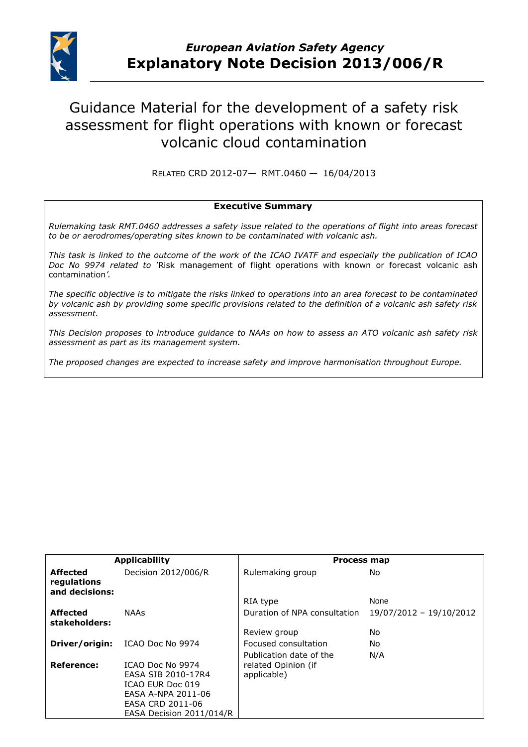*European Aviation Safety Agency*

# Explanatory Note Decision 2013/006/R

## Guidance Material for the development of a safety risk assessment for flight operations with known or forecast volcanic cloud contamination

RELATED CRD 2012-07— RMT.0460 — 16/04/2013

### Executive Summary

*Rulemaking task RMT.0460 addresses a safety issue related to the operations of flight into areas forecast to be or aerodromes/operating sites known to be contaminated with volcanic ash.*

*This task is linked to the outcome of the work of the ICAO IVATF and especially the publication of ICAO Doc No 9974 related to* 'Risk management of flight operations with known or forecast volcanic ash contamination*'.*

*The specific objective is to mitigate the risks linked to operations into an area forecast to be contaminated by volcanic ash by providing some specific provisions related to the definition of a volcanic ash safety risk assessment.*

*This Decision proposes to introduce guidance to NAAs on how to assess an ATO volcanic ash safety risk assessment as part as its management system.*

*The proposed changes are expected to increase safety and improve harmonisation throughout Europe.*

| **Applicability** | | **Process map** | |
|---|---|---|---|
| **Affected regulations and decisions:** | Decision 2012/006/R | Rulemaking group | No |
| | | RIA type | None |
| **Affected stakeholders:** | NAAs | Duration of NPA consultation | 19/07/2012 – 19/10/2012 |
| | | Review group | No |
| **Driver/origin:** | ICAO Doc No 9974 | Focused consultation | No |
| **Reference:** | ICAO Doc No 9974<br>EASA SIB 2010-17R4<br>ICAO EUR Doc 019<br>EASA A-NPA 2011-06<br>EASA CRD 2011-06<br>EASA Decision 2011/014/R | Publication date of the related Opinion (if applicable) | N/A |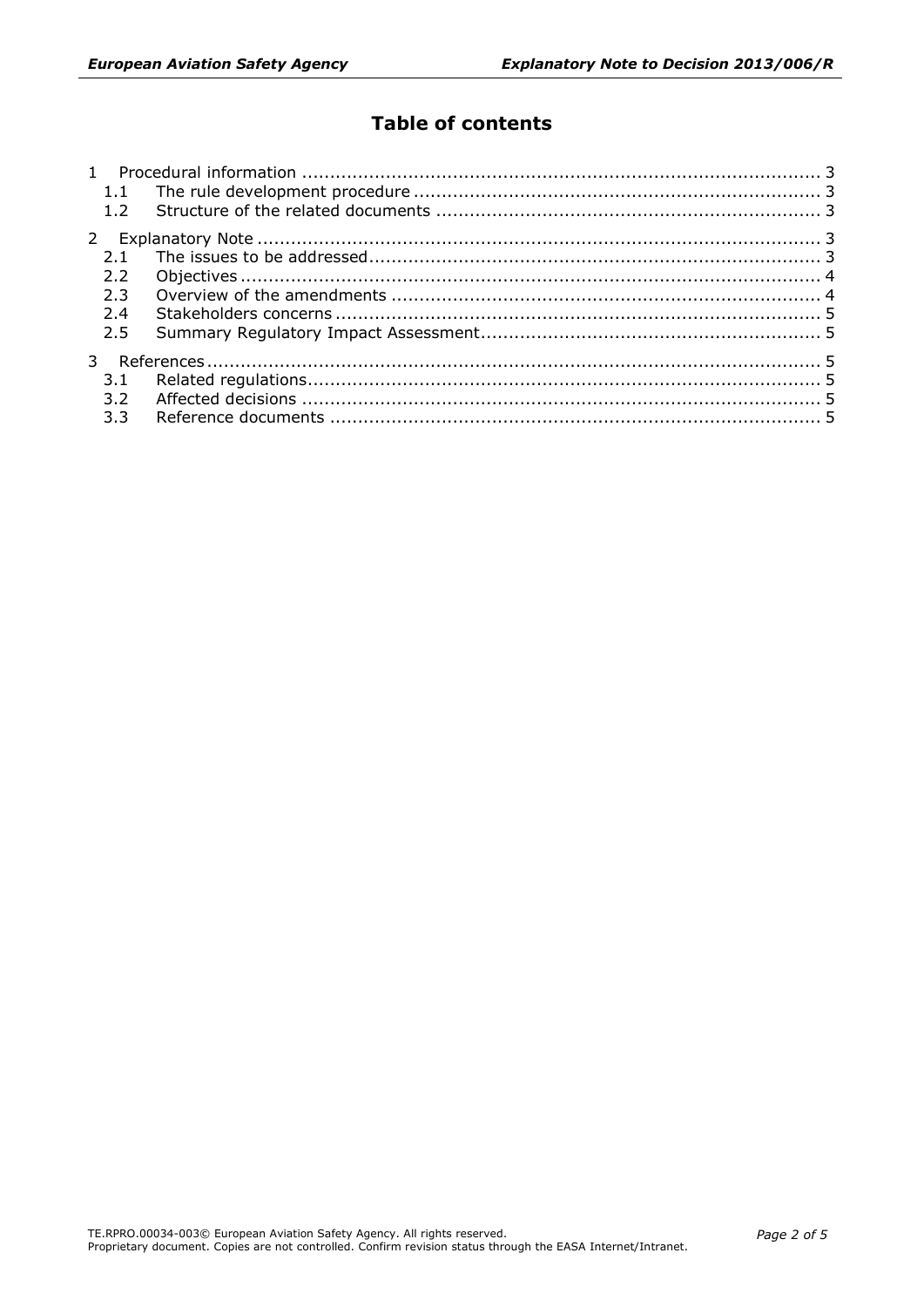# Table of contents

1 Procedural information ............................................................................................ 3
 1.1 The rule development procedure ......................................................................... 3
 1.2 Structure of the related documents ..................................................................... 3

2 Explanatory Note ..................................................................................................... 3
 2.1 The issues to be addressed................................................................................. 3
 2.2 Objectives ........................................................................................................ 4
 2.3 Overview of the amendments ............................................................................. 4
 2.4 Stakeholders concerns ....................................................................................... 5
 2.5 Summary Regulatory Impact Assessment............................................................. 5

3 References.............................................................................................................. 5
 3.1 Related regulations............................................................................................ 5
 3.2 Affected decisions ............................................................................................. 5
 3.3 Reference documents ........................................................................................ 5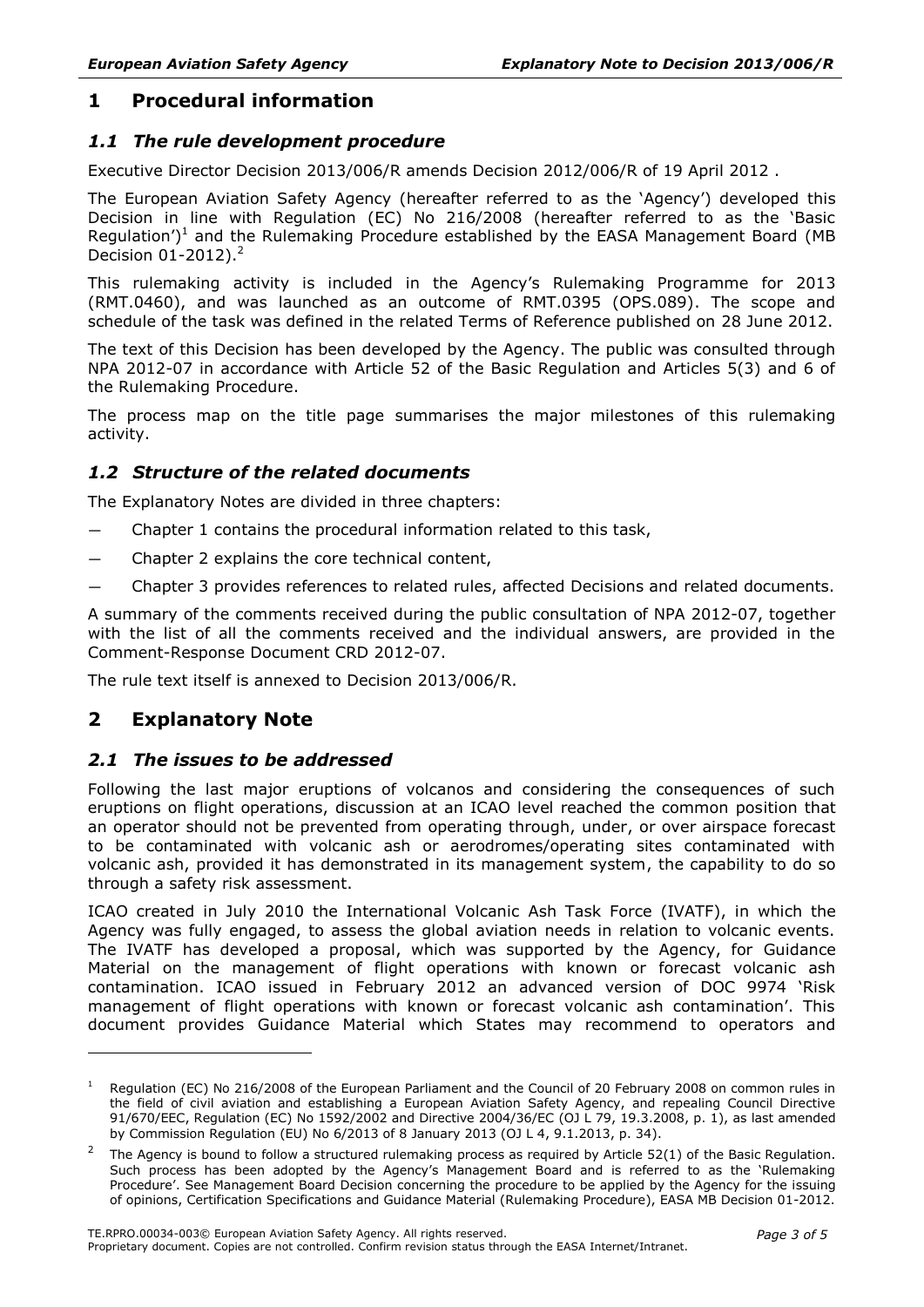# 1 Procedural information

## *1.1 The rule development procedure*

Executive Director Decision 2013/006/R amends Decision 2012/006/R of 19 April 2012 .

The European Aviation Safety Agency (hereafter referred to as the 'Agency') developed this Decision in line with Regulation (EC) No 216/2008 (hereafter referred to as the 'Basic Regulation')[1] and the Rulemaking Procedure established by the EASA Management Board (MB Decision 01-2012).[2]

This rulemaking activity is included in the Agency's Rulemaking Programme for 2013 (RMT.0460), and was launched as an outcome of RMT.0395 (OPS.089). The scope and schedule of the task was defined in the related Terms of Reference published on 28 June 2012.

The text of this Decision has been developed by the Agency. The public was consulted through NPA 2012-07 in accordance with Article 52 of the Basic Regulation and Articles 5(3) and 6 of the Rulemaking Procedure.

The process map on the title page summarises the major milestones of this rulemaking activity.

## *1.2 Structure of the related documents*

The Explanatory Notes are divided in three chapters:

— Chapter 1 contains the procedural information related to this task,

— Chapter 2 explains the core technical content,

— Chapter 3 provides references to related rules, affected Decisions and related documents.

A summary of the comments received during the public consultation of NPA 2012-07, together with the list of all the comments received and the individual answers, are provided in the Comment-Response Document CRD 2012-07.

The rule text itself is annexed to Decision 2013/006/R.

# 2 Explanatory Note

## *2.1 The issues to be addressed*

Following the last major eruptions of volcanos and considering the consequences of such eruptions on flight operations, discussion at an ICAO level reached the common position that an operator should not be prevented from operating through, under, or over airspace forecast to be contaminated with volcanic ash or aerodromes/operating sites contaminated with volcanic ash, provided it has demonstrated in its management system, the capability to do so through a safety risk assessment.

ICAO created in July 2010 the International Volcanic Ash Task Force (IVATF), in which the Agency was fully engaged, to assess the global aviation needs in relation to volcanic events. The IVATF has developed a proposal, which was supported by the Agency, for Guidance Material on the management of flight operations with known or forecast volcanic ash contamination. ICAO issued in February 2012 an advanced version of DOC 9974 'Risk management of flight operations with known or forecast volcanic ash contamination'. This document provides Guidance Material which States may recommend to operators and

---

[1] Regulation (EC) No 216/2008 of the European Parliament and the Council of 20 February 2008 on common rules in the field of civil aviation and establishing a European Aviation Safety Agency, and repealing Council Directive 91/670/EEC, Regulation (EC) No 1592/2002 and Directive 2004/36/EC (OJ L 79, 19.3.2008, p. 1), as last amended by Commission Regulation (EU) No 6/2013 of 8 January 2013 (OJ L 4, 9.1.2013, p. 34).

[2] The Agency is bound to follow a structured rulemaking process as required by Article 52(1) of the Basic Regulation. Such process has been adopted by the Agency's Management Board and is referred to as the 'Rulemaking Procedure'. See Management Board Decision concerning the procedure to be applied by the Agency for the issuing of opinions, Certification Specifications and Guidance Material (Rulemaking Procedure), EASA MB Decision 01-2012.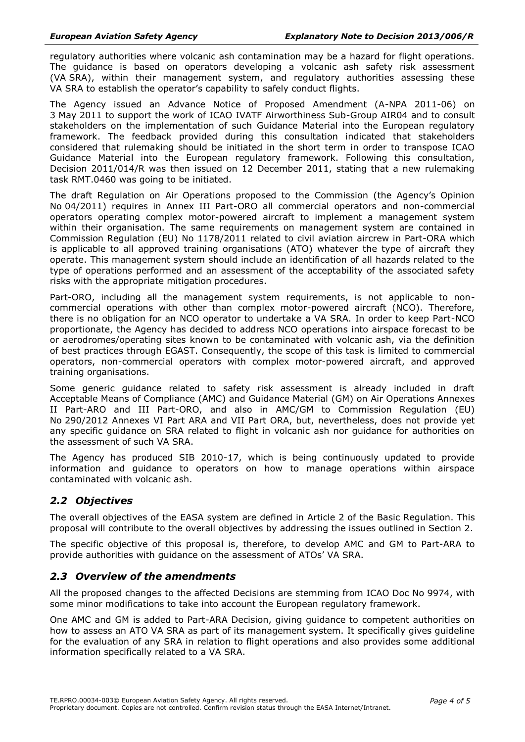regulatory authorities where volcanic ash contamination may be a hazard for flight operations. The guidance is based on operators developing a volcanic ash safety risk assessment (VA SRA), within their management system, and regulatory authorities assessing these VA SRA to establish the operator's capability to safely conduct flights.

The Agency issued an Advance Notice of Proposed Amendment (A-NPA 2011-06) on 3 May 2011 to support the work of ICAO IVATF Airworthiness Sub-Group AIR04 and to consult stakeholders on the implementation of such Guidance Material into the European regulatory framework. The feedback provided during this consultation indicated that stakeholders considered that rulemaking should be initiated in the short term in order to transpose ICAO Guidance Material into the European regulatory framework. Following this consultation, Decision 2011/014/R was then issued on 12 December 2011, stating that a new rulemaking task RMT.0460 was going to be initiated.

The draft Regulation on Air Operations proposed to the Commission (the Agency's Opinion No 04/2011) requires in Annex III Part-ORO all commercial operators and non-commercial operators operating complex motor-powered aircraft to implement a management system within their organisation. The same requirements on management system are contained in Commission Regulation (EU) No 1178/2011 related to civil aviation aircrew in Part-ORA which is applicable to all approved training organisations (ATO) whatever the type of aircraft they operate. This management system should include an identification of all hazards related to the type of operations performed and an assessment of the acceptability of the associated safety risks with the appropriate mitigation procedures.

Part-ORO, including all the management system requirements, is not applicable to non-commercial operations with other than complex motor-powered aircraft (NCO). Therefore, there is no obligation for an NCO operator to undertake a VA SRA. In order to keep Part-NCO proportionate, the Agency has decided to address NCO operations into airspace forecast to be or aerodromes/operating sites known to be contaminated with volcanic ash, via the definition of best practices through EGAST. Consequently, the scope of this task is limited to commercial operators, non-commercial operators with complex motor-powered aircraft, and approved training organisations.

Some generic guidance related to safety risk assessment is already included in draft Acceptable Means of Compliance (AMC) and Guidance Material (GM) on Air Operations Annexes II Part-ARO and III Part-ORO, and also in AMC/GM to Commission Regulation (EU) No 290/2012 Annexes VI Part ARA and VII Part ORA, but, nevertheless, does not provide yet any specific guidance on SRA related to flight in volcanic ash nor guidance for authorities on the assessment of such VA SRA.

The Agency has produced SIB 2010-17, which is being continuously updated to provide information and guidance to operators on how to manage operations within airspace contaminated with volcanic ash.

## *2.2 Objectives*

The overall objectives of the EASA system are defined in Article 2 of the Basic Regulation. This proposal will contribute to the overall objectives by addressing the issues outlined in Section 2.

The specific objective of this proposal is, therefore, to develop AMC and GM to Part-ARA to provide authorities with guidance on the assessment of ATOs' VA SRA.

## *2.3 Overview of the amendments*

All the proposed changes to the affected Decisions are stemming from ICAO Doc No 9974, with some minor modifications to take into account the European regulatory framework.

One AMC and GM is added to Part-ARA Decision, giving guidance to competent authorities on how to assess an ATO VA SRA as part of its management system. It specifically gives guideline for the evaluation of any SRA in relation to flight operations and also provides some additional information specifically related to a VA SRA.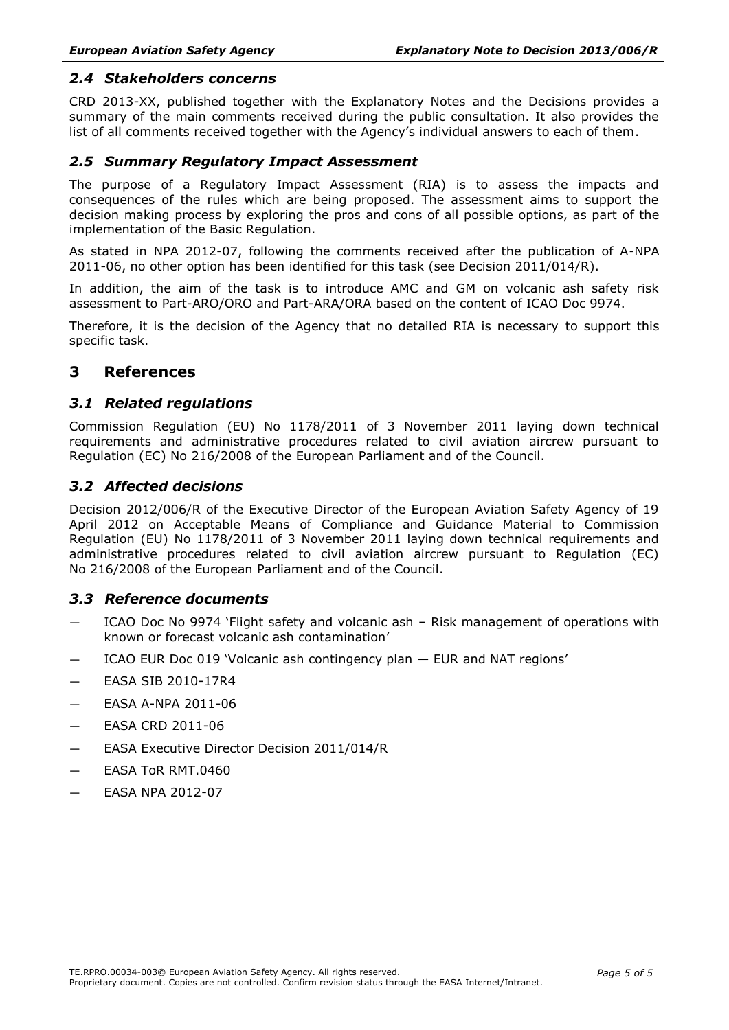## *2.4 Stakeholders concerns*

CRD 2013-XX, published together with the Explanatory Notes and the Decisions provides a summary of the main comments received during the public consultation. It also provides the list of all comments received together with the Agency's individual answers to each of them.

## *2.5 Summary Regulatory Impact Assessment*

The purpose of a Regulatory Impact Assessment (RIA) is to assess the impacts and consequences of the rules which are being proposed. The assessment aims to support the decision making process by exploring the pros and cons of all possible options, as part of the implementation of the Basic Regulation.

As stated in NPA 2012-07, following the comments received after the publication of A-NPA 2011-06, no other option has been identified for this task (see Decision 2011/014/R).

In addition, the aim of the task is to introduce AMC and GM on volcanic ash safety risk assessment to Part-ARO/ORO and Part-ARA/ORA based on the content of ICAO Doc 9974.

Therefore, it is the decision of the Agency that no detailed RIA is necessary to support this specific task.

# 3 References

## *3.1 Related regulations*

Commission Regulation (EU) No 1178/2011 of 3 November 2011 laying down technical requirements and administrative procedures related to civil aviation aircrew pursuant to Regulation (EC) No 216/2008 of the European Parliament and of the Council.

## *3.2 Affected decisions*

Decision 2012/006/R of the Executive Director of the European Aviation Safety Agency of 19 April 2012 on Acceptable Means of Compliance and Guidance Material to Commission Regulation (EU) No 1178/2011 of 3 November 2011 laying down technical requirements and administrative procedures related to civil aviation aircrew pursuant to Regulation (EC) No 216/2008 of the European Parliament and of the Council.

## *3.3 Reference documents*

- ICAO Doc No 9974 'Flight safety and volcanic ash – Risk management of operations with known or forecast volcanic ash contamination'
- ICAO EUR Doc 019 'Volcanic ash contingency plan — EUR and NAT regions'
- EASA SIB 2010-17R4
- EASA A-NPA 2011-06
- EASA CRD 2011-06
- EASA Executive Director Decision 2011/014/R
- EASA ToR RMT.0460
- EASA NPA 2012-07